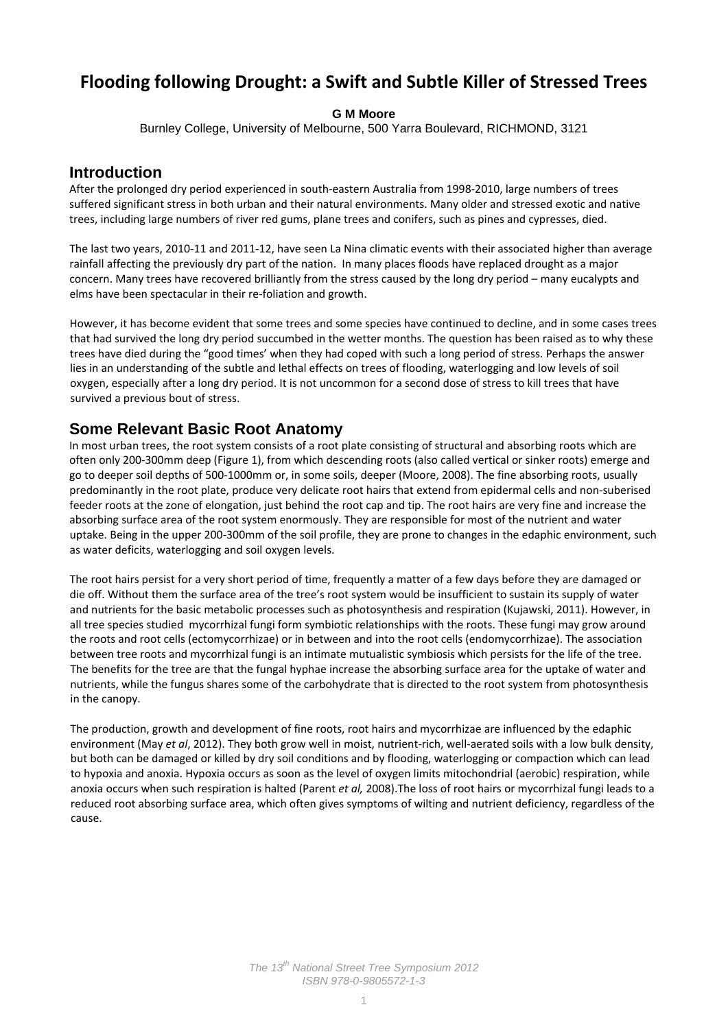# Flooding following Drought: a Swift and Subtle Killer of Stressed Trees

**G M Moore**

Burnley College, University of Melbourne, 500 Yarra Boulevard, RICHMOND, 3121

## Introduction

After the prolonged dry period experienced in south-eastern Australia from 1998-2010, large numbers of trees suffered significant stress in both urban and their natural environments. Many older and stressed exotic and native trees, including large numbers of river red gums, plane trees and conifers, such as pines and cypresses, died.

The last two years, 2010-11 and 2011-12, have seen La Nina climatic events with their associated higher than average rainfall affecting the previously dry part of the nation. In many places floods have replaced drought as a major concern. Many trees have recovered brilliantly from the stress caused by the long dry period – many eucalypts and elms have been spectacular in their re-foliation and growth.

However, it has become evident that some trees and some species have continued to decline, and in some cases trees that had survived the long dry period succumbed in the wetter months. The question has been raised as to why these trees have died during the "good times' when they had coped with such a long period of stress. Perhaps the answer lies in an understanding of the subtle and lethal effects on trees of flooding, waterlogging and low levels of soil oxygen, especially after a long dry period. It is not uncommon for a second dose of stress to kill trees that have survived a previous bout of stress.

## Some Relevant Basic Root Anatomy

In most urban trees, the root system consists of a root plate consisting of structural and absorbing roots which are often only 200-300mm deep (Figure 1), from which descending roots (also called vertical or sinker roots) emerge and go to deeper soil depths of 500-1000mm or, in some soils, deeper (Moore, 2008). The fine absorbing roots, usually predominantly in the root plate, produce very delicate root hairs that extend from epidermal cells and non-suberised feeder roots at the zone of elongation, just behind the root cap and tip. The root hairs are very fine and increase the absorbing surface area of the root system enormously. They are responsible for most of the nutrient and water uptake. Being in the upper 200-300mm of the soil profile, they are prone to changes in the edaphic environment, such as water deficits, waterlogging and soil oxygen levels.

The root hairs persist for a very short period of time, frequently a matter of a few days before they are damaged or die off. Without them the surface area of the tree's root system would be insufficient to sustain its supply of water and nutrients for the basic metabolic processes such as photosynthesis and respiration (Kujawski, 2011). However, in all tree species studied mycorrhizal fungi form symbiotic relationships with the roots. These fungi may grow around the roots and root cells (ectomycorrhizae) or in between and into the root cells (endomycorrhizae). The association between tree roots and mycorrhizal fungi is an intimate mutualistic symbiosis which persists for the life of the tree. The benefits for the tree are that the fungal hyphae increase the absorbing surface area for the uptake of water and nutrients, while the fungus shares some of the carbohydrate that is directed to the root system from photosynthesis in the canopy.

The production, growth and development of fine roots, root hairs and mycorrhizae are influenced by the edaphic environment (May *et al*, 2012). They both grow well in moist, nutrient-rich, well-aerated soils with a low bulk density, but both can be damaged or killed by dry soil conditions and by flooding, waterlogging or compaction which can lead to hypoxia and anoxia. Hypoxia occurs as soon as the level of oxygen limits mitochondrial (aerobic) respiration, while anoxia occurs when such respiration is halted (Parent *et al,* 2008).The loss of root hairs or mycorrhizal fungi leads to a reduced root absorbing surface area, which often gives symptoms of wilting and nutrient deficiency, regardless of the cause.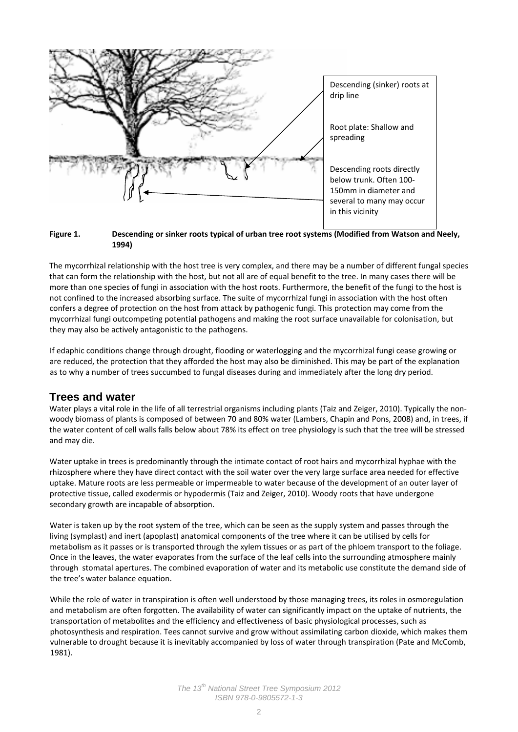Descending (sinker) roots at drip line

Root plate: Shallow and spreading

Descending roots directly below trunk. Often 100-150mm in diameter and several to many may occur in this vicinity

**Figure 1. Descending or sinker roots typical of urban tree root systems (Modified from Watson and Neely, 1994)**

The mycorrhizal relationship with the host tree is very complex, and there may be a number of different fungal species that can form the relationship with the host, but not all are of equal benefit to the tree. In many cases there will be more than one species of fungi in association with the host roots. Furthermore, the benefit of the fungi to the host is not confined to the increased absorbing surface. The suite of mycorrhizal fungi in association with the host often confers a degree of protection on the host from attack by pathogenic fungi. This protection may come from the mycorrhizal fungi outcompeting potential pathogens and making the root surface unavailable for colonisation, but they may also be actively antagonistic to the pathogens.

If edaphic conditions change through drought, flooding or waterlogging and the mycorrhizal fungi cease growing or are reduced, the protection that they afforded the host may also be diminished. This may be part of the explanation as to why a number of trees succumbed to fungal diseases during and immediately after the long dry period.

## Trees and water

Water plays a vital role in the life of all terrestrial organisms including plants (Taiz and Zeiger, 2010). Typically the non-woody biomass of plants is composed of between 70 and 80% water (Lambers, Chapin and Pons, 2008) and, in trees, if the water content of cell walls falls below about 78% its effect on tree physiology is such that the tree will be stressed and may die.

Water uptake in trees is predominantly through the intimate contact of root hairs and mycorrhizal hyphae with the rhizosphere where they have direct contact with the soil water over the very large surface area needed for effective uptake. Mature roots are less permeable or impermeable to water because of the development of an outer layer of protective tissue, called exodermis or hypodermis (Taiz and Zeiger, 2010). Woody roots that have undergone secondary growth are incapable of absorption.

Water is taken up by the root system of the tree, which can be seen as the supply system and passes through the living (symplast) and inert (apoplast) anatomical components of the tree where it can be utilised by cells for metabolism as it passes or is transported through the xylem tissues or as part of the phloem transport to the foliage. Once in the leaves, the water evaporates from the surface of the leaf cells into the surrounding atmosphere mainly through stomatal apertures. The combined evaporation of water and its metabolic use constitute the demand side of the tree's water balance equation.

While the role of water in transpiration is often well understood by those managing trees, its roles in osmoregulation and metabolism are often forgotten. The availability of water can significantly impact on the uptake of nutrients, the transportation of metabolites and the efficiency and effectiveness of basic physiological processes, such as photosynthesis and respiration. Tees cannot survive and grow without assimilating carbon dioxide, which makes them vulnerable to drought because it is inevitably accompanied by loss of water through transpiration (Pate and McComb, 1981).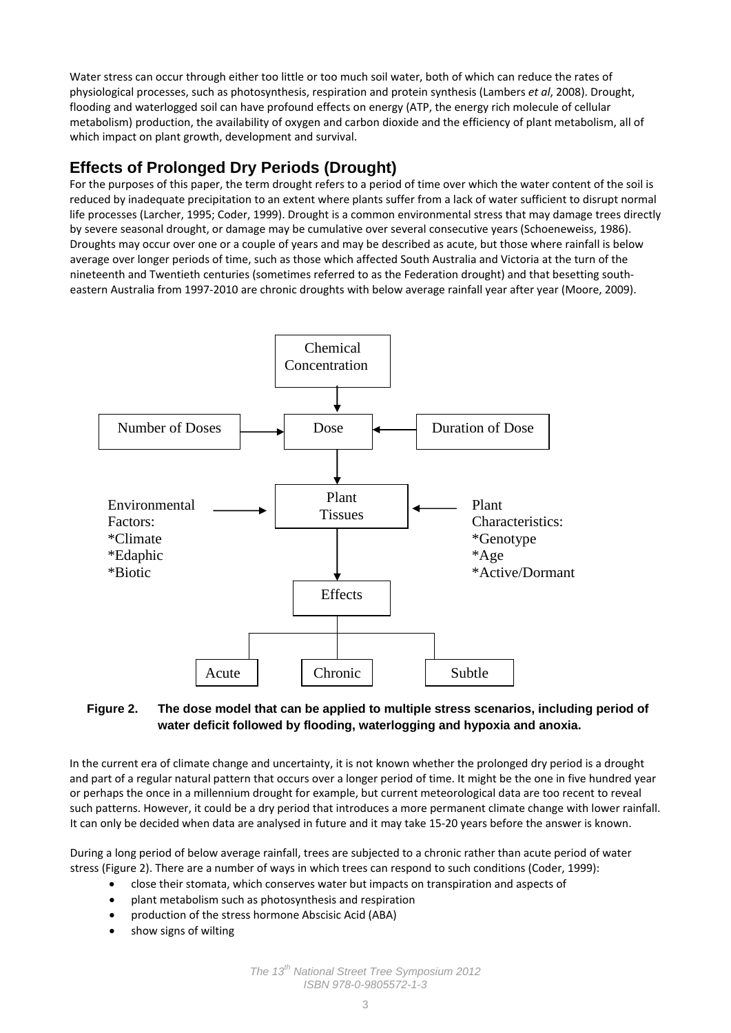Water stress can occur through either too little or too much soil water, both of which can reduce the rates of physiological processes, such as photosynthesis, respiration and protein synthesis (Lambers *et al*, 2008). Drought, flooding and waterlogged soil can have profound effects on energy (ATP, the energy rich molecule of cellular metabolism) production, the availability of oxygen and carbon dioxide and the efficiency of plant metabolism, all of which impact on plant growth, development and survival.

## Effects of Prolonged Dry Periods (Drought)

For the purposes of this paper, the term drought refers to a period of time over which the water content of the soil is reduced by inadequate precipitation to an extent where plants suffer from a lack of water sufficient to disrupt normal life processes (Larcher, 1995; Coder, 1999). Drought is a common environmental stress that may damage trees directly by severe seasonal drought, or damage may be cumulative over several consecutive years (Schoeneweiss, 1986). Droughts may occur over one or a couple of years and may be described as acute, but those where rainfall is below average over longer periods of time, such as those which affected South Australia and Victoria at the turn of the nineteenth and Twentieth centuries (sometimes referred to as the Federation drought) and that besetting south-eastern Australia from 1997-2010 are chronic droughts with below average rainfall year after year (Moore, 2009).

Chemical Concentration → Dose

Number of Doses → Dose ← Duration of Dose

Dose → Plant Tissues

Environmental Factors: *Climate *Edaphic *Biotic → Plant Tissues ← Plant Characteristics: *Genotype *Age *Active/Dormant

Plant Tissues → Effects

Effects: Acute | Chronic | Subtle

**Figure 2. The dose model that can be applied to multiple stress scenarios, including period of water deficit followed by flooding, waterlogging and hypoxia and anoxia.**

In the current era of climate change and uncertainty, it is not known whether the prolonged dry period is a drought and part of a regular natural pattern that occurs over a longer period of time. It might be the one in five hundred year or perhaps the once in a millennium drought for example, but current meteorological data are too recent to reveal such patterns. However, it could be a dry period that introduces a more permanent climate change with lower rainfall. It can only be decided when data are analysed in future and it may take 15-20 years before the answer is known.

During a long period of below average rainfall, trees are subjected to a chronic rather than acute period of water stress (Figure 2). There are a number of ways in which trees can respond to such conditions (Coder, 1999):

- close their stomata, which conserves water but impacts on transpiration and aspects of
- plant metabolism such as photosynthesis and respiration
- production of the stress hormone Abscisic Acid (ABA)
- show signs of wilting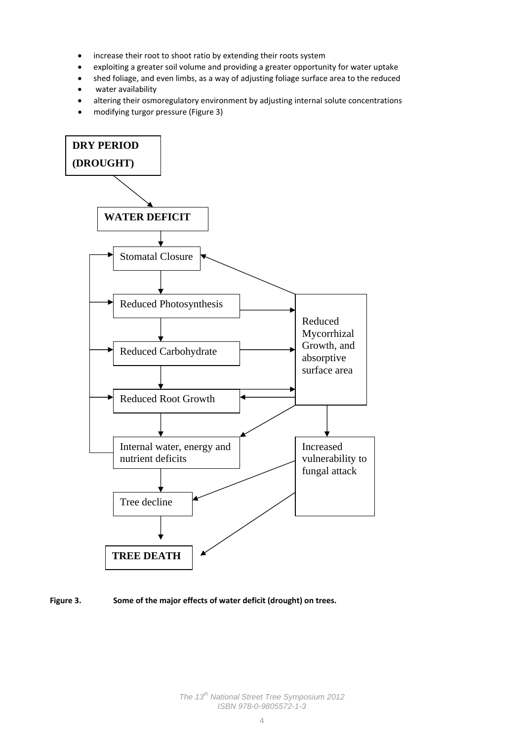- increase their root to shoot ratio by extending their roots system
- exploiting a greater soil volume and providing a greater opportunity for water uptake
- shed foliage, and even limbs, as a way of adjusting foliage surface area to the reduced
- water availability
- altering their osmoregulatory environment by adjusting internal solute concentrations
- modifying turgor pressure (Figure 3)

DRY PERIOD (DROUGHT)

WATER DEFICIT

Stomatal Closure

Reduced Photosynthesis

Reduced Carbohydrate

Reduced Root Growth

Internal water, energy and nutrient deficits

Tree decline

TREE DEATH

Reduced Mycorrhizal Growth, and absorptive surface area

Increased vulnerability to fungal attack

**Figure 3.** **Some of the major effects of water deficit (drought) on trees.**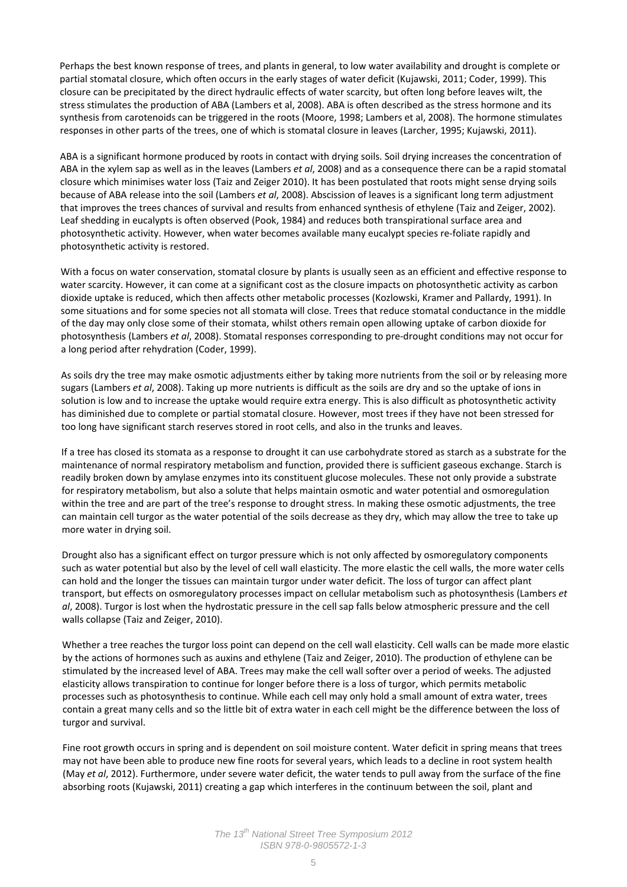Perhaps the best known response of trees, and plants in general, to low water availability and drought is complete or partial stomatal closure, which often occurs in the early stages of water deficit (Kujawski, 2011; Coder, 1999). This closure can be precipitated by the direct hydraulic effects of water scarcity, but often long before leaves wilt, the stress stimulates the production of ABA (Lambers et al, 2008). ABA is often described as the stress hormone and its synthesis from carotenoids can be triggered in the roots (Moore, 1998; Lambers et al, 2008). The hormone stimulates responses in other parts of the trees, one of which is stomatal closure in leaves (Larcher, 1995; Kujawski, 2011).

ABA is a significant hormone produced by roots in contact with drying soils. Soil drying increases the concentration of ABA in the xylem sap as well as in the leaves (Lambers *et al*, 2008) and as a consequence there can be a rapid stomatal closure which minimises water loss (Taiz and Zeiger 2010). It has been postulated that roots might sense drying soils because of ABA release into the soil (Lambers *et al*, 2008). Abscission of leaves is a significant long term adjustment that improves the trees chances of survival and results from enhanced synthesis of ethylene (Taiz and Zeiger, 2002). Leaf shedding in eucalypts is often observed (Pook, 1984) and reduces both transpirational surface area and photosynthetic activity. However, when water becomes available many eucalypt species re-foliate rapidly and photosynthetic activity is restored.

With a focus on water conservation, stomatal closure by plants is usually seen as an efficient and effective response to water scarcity. However, it can come at a significant cost as the closure impacts on photosynthetic activity as carbon dioxide uptake is reduced, which then affects other metabolic processes (Kozlowski, Kramer and Pallardy, 1991). In some situations and for some species not all stomata will close. Trees that reduce stomatal conductance in the middle of the day may only close some of their stomata, whilst others remain open allowing uptake of carbon dioxide for photosynthesis (Lambers *et al*, 2008). Stomatal responses corresponding to pre-drought conditions may not occur for a long period after rehydration (Coder, 1999).

As soils dry the tree may make osmotic adjustments either by taking more nutrients from the soil or by releasing more sugars (Lambers *et al*, 2008). Taking up more nutrients is difficult as the soils are dry and so the uptake of ions in solution is low and to increase the uptake would require extra energy. This is also difficult as photosynthetic activity has diminished due to complete or partial stomatal closure. However, most trees if they have not been stressed for too long have significant starch reserves stored in root cells, and also in the trunks and leaves.

If a tree has closed its stomata as a response to drought it can use carbohydrate stored as starch as a substrate for the maintenance of normal respiratory metabolism and function, provided there is sufficient gaseous exchange. Starch is readily broken down by amylase enzymes into its constituent glucose molecules. These not only provide a substrate for respiratory metabolism, but also a solute that helps maintain osmotic and water potential and osmoregulation within the tree and are part of the tree's response to drought stress. In making these osmotic adjustments, the tree can maintain cell turgor as the water potential of the soils decrease as they dry, which may allow the tree to take up more water in drying soil.

Drought also has a significant effect on turgor pressure which is not only affected by osmoregulatory components such as water potential but also by the level of cell wall elasticity. The more elastic the cell walls, the more water cells can hold and the longer the tissues can maintain turgor under water deficit. The loss of turgor can affect plant transport, but effects on osmoregulatory processes impact on cellular metabolism such as photosynthesis (Lambers *et al*, 2008). Turgor is lost when the hydrostatic pressure in the cell sap falls below atmospheric pressure and the cell walls collapse (Taiz and Zeiger, 2010).

Whether a tree reaches the turgor loss point can depend on the cell wall elasticity. Cell walls can be made more elastic by the actions of hormones such as auxins and ethylene (Taiz and Zeiger, 2010). The production of ethylene can be stimulated by the increased level of ABA. Trees may make the cell wall softer over a period of weeks. The adjusted elasticity allows transpiration to continue for longer before there is a loss of turgor, which permits metabolic processes such as photosynthesis to continue. While each cell may only hold a small amount of extra water, trees contain a great many cells and so the little bit of extra water in each cell might be the difference between the loss of turgor and survival.

Fine root growth occurs in spring and is dependent on soil moisture content. Water deficit in spring means that trees may not have been able to produce new fine roots for several years, which leads to a decline in root system health (May *et al*, 2012). Furthermore, under severe water deficit, the water tends to pull away from the surface of the fine absorbing roots (Kujawski, 2011) creating a gap which interferes in the continuum between the soil, plant and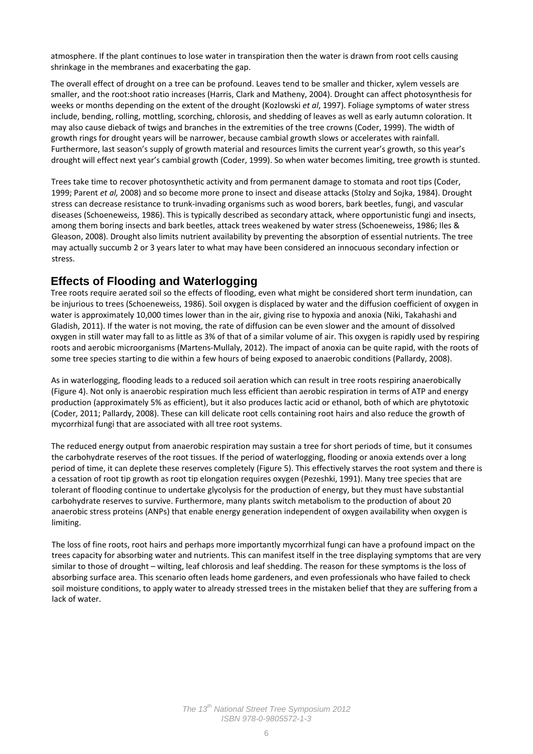atmosphere. If the plant continues to lose water in transpiration then the water is drawn from root cells causing shrinkage in the membranes and exacerbating the gap.

The overall effect of drought on a tree can be profound. Leaves tend to be smaller and thicker, xylem vessels are smaller, and the root:shoot ratio increases (Harris, Clark and Matheny, 2004). Drought can affect photosynthesis for weeks or months depending on the extent of the drought (Kozlowski *et al*, 1997). Foliage symptoms of water stress include, bending, rolling, mottling, scorching, chlorosis, and shedding of leaves as well as early autumn coloration. It may also cause dieback of twigs and branches in the extremities of the tree crowns (Coder, 1999). The width of growth rings for drought years will be narrower, because cambial growth slows or accelerates with rainfall. Furthermore, last season's supply of growth material and resources limits the current year's growth, so this year's drought will effect next year's cambial growth (Coder, 1999). So when water becomes limiting, tree growth is stunted.

Trees take time to recover photosynthetic activity and from permanent damage to stomata and root tips (Coder, 1999; Parent *et al,* 2008) and so become more prone to insect and disease attacks (Stolzy and Sojka, 1984). Drought stress can decrease resistance to trunk-invading organisms such as wood borers, bark beetles, fungi, and vascular diseases (Schoeneweiss, 1986). This is typically described as secondary attack, where opportunistic fungi and insects, among them boring insects and bark beetles, attack trees weakened by water stress (Schoeneweiss, 1986; Iles & Gleason, 2008). Drought also limits nutrient availability by preventing the absorption of essential nutrients. The tree may actually succumb 2 or 3 years later to what may have been considered an innocuous secondary infection or stress.

## Effects of Flooding and Waterlogging

Tree roots require aerated soil so the effects of flooding, even what might be considered short term inundation, can be injurious to trees (Schoeneweiss, 1986). Soil oxygen is displaced by water and the diffusion coefficient of oxygen in water is approximately 10,000 times lower than in the air, giving rise to hypoxia and anoxia (Niki, Takahashi and Gladish, 2011). If the water is not moving, the rate of diffusion can be even slower and the amount of dissolved oxygen in still water may fall to as little as 3% of that of a similar volume of air. This oxygen is rapidly used by respiring roots and aerobic microorganisms (Martens-Mullaly, 2012). The impact of anoxia can be quite rapid, with the roots of some tree species starting to die within a few hours of being exposed to anaerobic conditions (Pallardy, 2008).

As in waterlogging, flooding leads to a reduced soil aeration which can result in tree roots respiring anaerobically (Figure 4). Not only is anaerobic respiration much less efficient than aerobic respiration in terms of ATP and energy production (approximately 5% as efficient), but it also produces lactic acid or ethanol, both of which are phytotoxic (Coder, 2011; Pallardy, 2008). These can kill delicate root cells containing root hairs and also reduce the growth of mycorrhizal fungi that are associated with all tree root systems.

The reduced energy output from anaerobic respiration may sustain a tree for short periods of time, but it consumes the carbohydrate reserves of the root tissues. If the period of waterlogging, flooding or anoxia extends over a long period of time, it can deplete these reserves completely (Figure 5). This effectively starves the root system and there is a cessation of root tip growth as root tip elongation requires oxygen (Pezeshki, 1991). Many tree species that are tolerant of flooding continue to undertake glycolysis for the production of energy, but they must have substantial carbohydrate reserves to survive. Furthermore, many plants switch metabolism to the production of about 20 anaerobic stress proteins (ANPs) that enable energy generation independent of oxygen availability when oxygen is limiting.

The loss of fine roots, root hairs and perhaps more importantly mycorrhizal fungi can have a profound impact on the trees capacity for absorbing water and nutrients. This can manifest itself in the tree displaying symptoms that are very similar to those of drought – wilting, leaf chlorosis and leaf shedding. The reason for these symptoms is the loss of absorbing surface area. This scenario often leads home gardeners, and even professionals who have failed to check soil moisture conditions, to apply water to already stressed trees in the mistaken belief that they are suffering from a lack of water.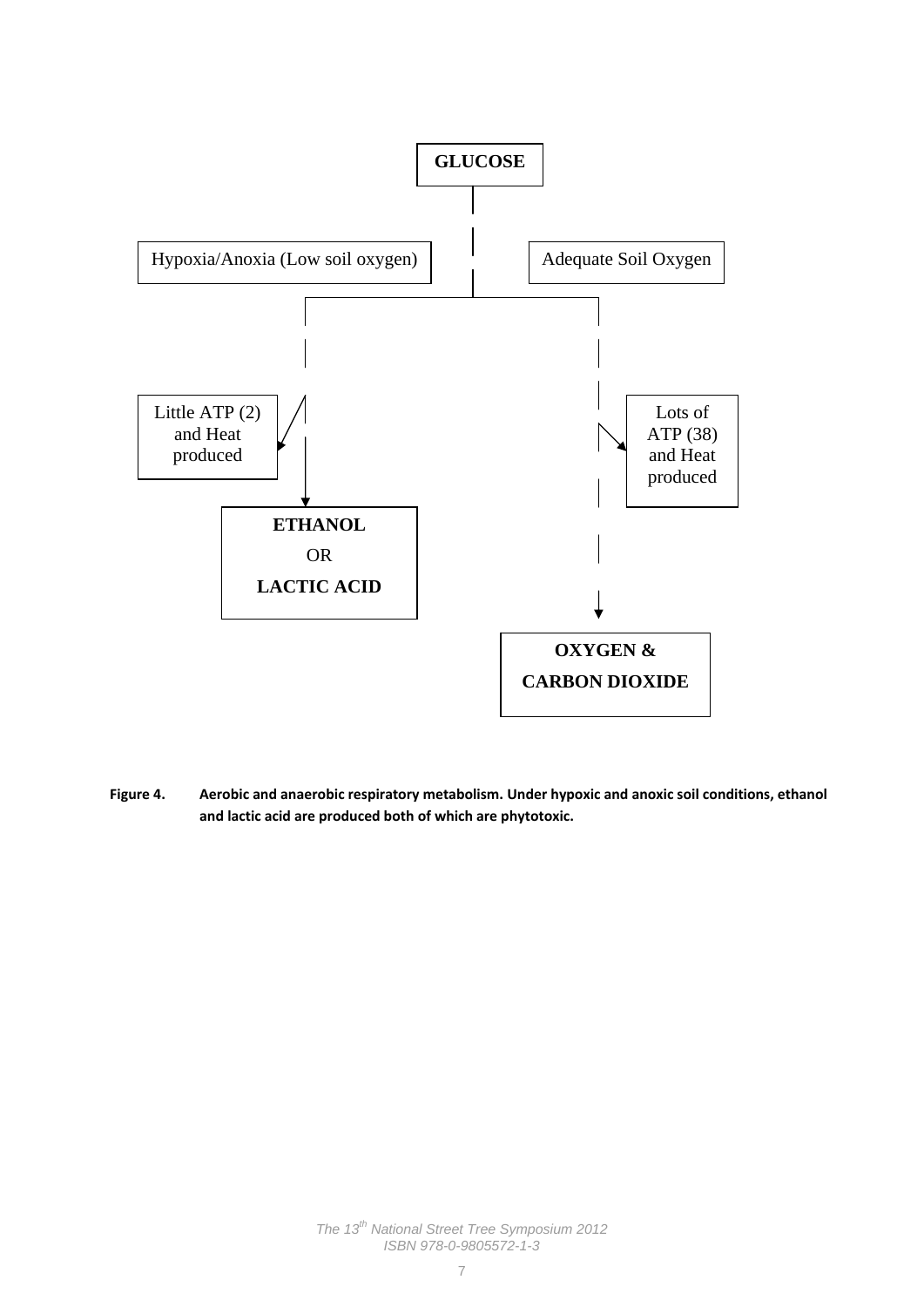GLUCOSE

Hypoxia/Anoxia (Low soil oxygen)

Adequate Soil Oxygen

Little ATP (2) and Heat produced

Lots of ATP (38) and Heat produced

**ETHANOL**
OR
**LACTIC ACID**

**OXYGEN &**
**CARBON DIOXIDE**

**Figure 4. Aerobic and anaerobic respiratory metabolism. Under hypoxic and anoxic soil conditions, ethanol and lactic acid are produced both of which are phytotoxic.**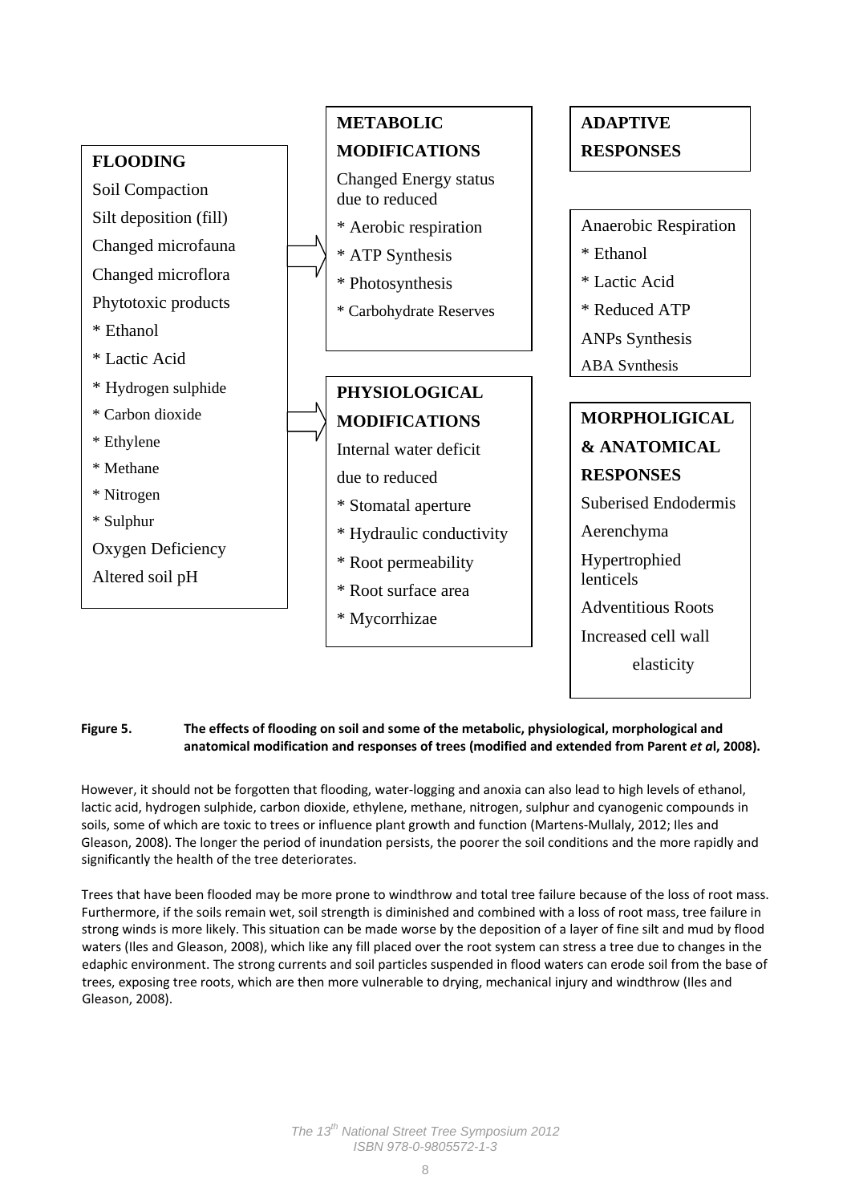**FLOODING**

Soil Compaction

Silt deposition (fill)

Changed microfauna

Changed microflora

Phytotoxic products

* Ethanol
* Lactic Acid
* Hydrogen sulphide
* Carbon dioxide
* Ethylene
* Methane
* Nitrogen
* Sulphur

Oxygen Deficiency

Altered soil pH

**METABOLIC MODIFICATIONS**

Changed Energy status due to reduced

* Aerobic respiration
* ATP Synthesis
* Photosynthesis
* Carbohydrate Reserves

**PHYSIOLOGICAL MODIFICATIONS**

Internal water deficit due to reduced

* Stomatal aperture
* Hydraulic conductivity
* Root permeability
* Root surface area
* Mycorrhizae

**ADAPTIVE RESPONSES**

Anaerobic Respiration

* Ethanol
* Lactic Acid
* Reduced ATP

ANPs Synthesis

ABA Synthesis

**MORPHOLIGICAL & ANATOMICAL RESPONSES**

Suberised Endodermis

Aerenchyma

Hypertrophied lenticels

Adventitious Roots

Increased cell wall elasticity

**Figure 5.** **The effects of flooding on soil and some of the metabolic, physiological, morphological and anatomical modification and responses of trees (modified and extended from Parent *et al*, 2008).**

However, it should not be forgotten that flooding, water-logging and anoxia can also lead to high levels of ethanol, lactic acid, hydrogen sulphide, carbon dioxide, ethylene, methane, nitrogen, sulphur and cyanogenic compounds in soils, some of which are toxic to trees or influence plant growth and function (Martens-Mullaly, 2012; Iles and Gleason, 2008). The longer the period of inundation persists, the poorer the soil conditions and the more rapidly and significantly the health of the tree deteriorates.

Trees that have been flooded may be more prone to windthrow and total tree failure because of the loss of root mass. Furthermore, if the soils remain wet, soil strength is diminished and combined with a loss of root mass, tree failure in strong winds is more likely. This situation can be made worse by the deposition of a layer of fine silt and mud by flood waters (Iles and Gleason, 2008), which like any fill placed over the root system can stress a tree due to changes in the edaphic environment. The strong currents and soil particles suspended in flood waters can erode soil from the base of trees, exposing tree roots, which are then more vulnerable to drying, mechanical injury and windthrow (Iles and Gleason, 2008).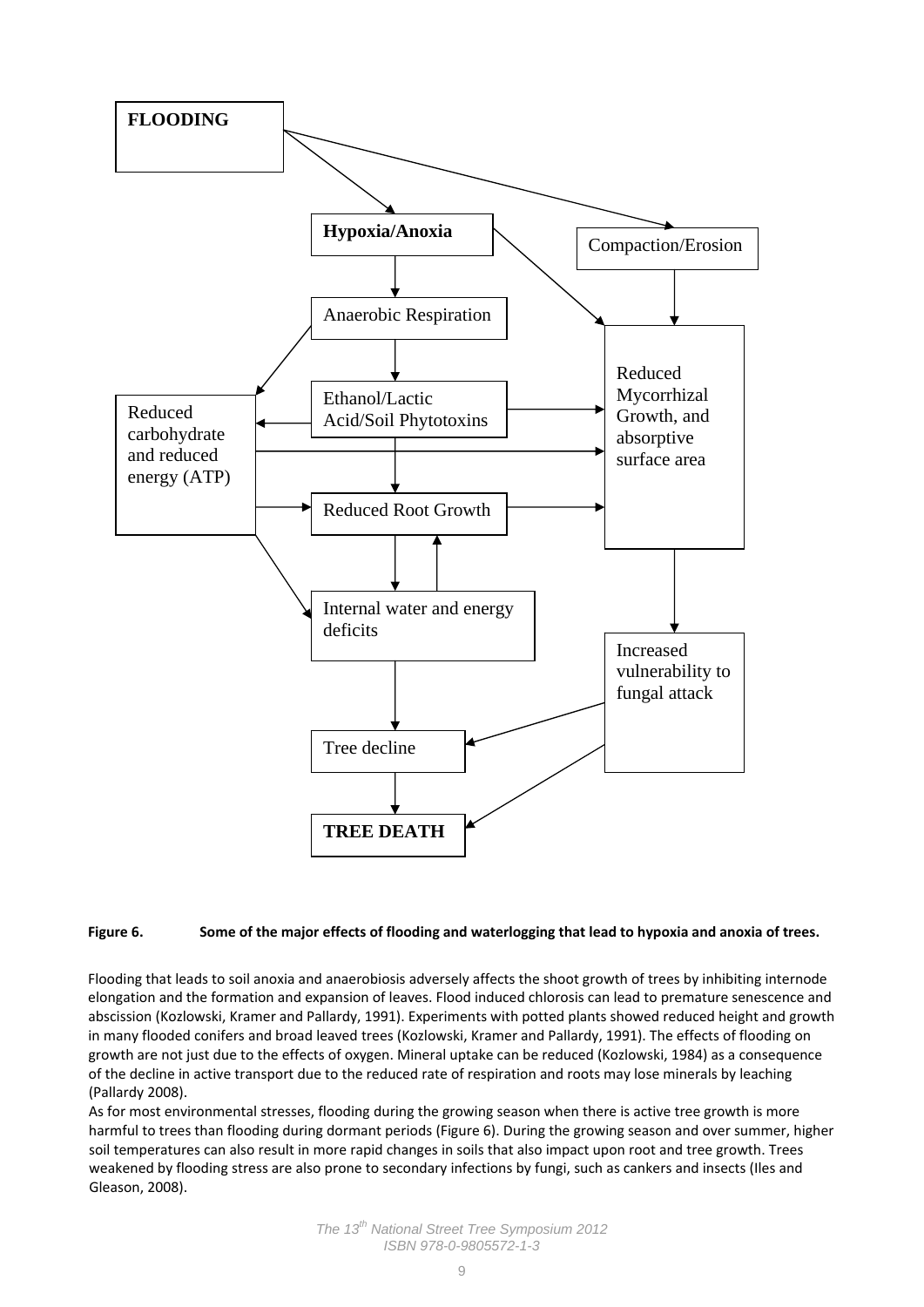**FLOODING**

**Hypoxia/Anoxia**

Compaction/Erosion

Anaerobic Respiration

Reduced Mycorrhizal Growth, and absorptive surface area

Reduced carbohydrate and reduced energy (ATP)

Ethanol/Lactic Acid/Soil Phytotoxins

Reduced Root Growth

Internal water and energy deficits

Increased vulnerability to fungal attack

Tree decline

**TREE DEATH**

**Figure 6. Some of the major effects of flooding and waterlogging that lead to hypoxia and anoxia of trees.**

Flooding that leads to soil anoxia and anaerobiosis adversely affects the shoot growth of trees by inhibiting internode elongation and the formation and expansion of leaves. Flood induced chlorosis can lead to premature senescence and abscission (Kozlowski, Kramer and Pallardy, 1991). Experiments with potted plants showed reduced height and growth in many flooded conifers and broad leaved trees (Kozlowski, Kramer and Pallardy, 1991). The effects of flooding on growth are not just due to the effects of oxygen. Mineral uptake can be reduced (Kozlowski, 1984) as a consequence of the decline in active transport due to the reduced rate of respiration and roots may lose minerals by leaching (Pallardy 2008).

As for most environmental stresses, flooding during the growing season when there is active tree growth is more harmful to trees than flooding during dormant periods (Figure 6). During the growing season and over summer, higher soil temperatures can also result in more rapid changes in soils that also impact upon root and tree growth. Trees weakened by flooding stress are also prone to secondary infections by fungi, such as cankers and insects (Iles and Gleason, 2008).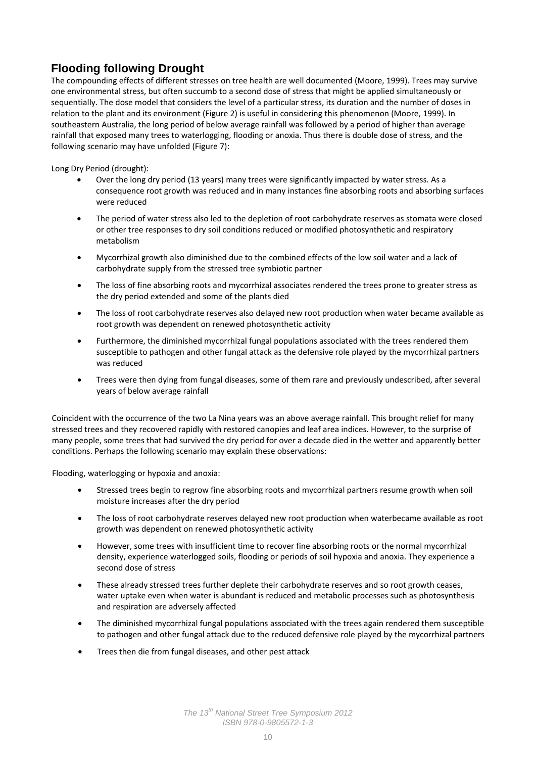## Flooding following Drought

The compounding effects of different stresses on tree health are well documented (Moore, 1999). Trees may survive one environmental stress, but often succumb to a second dose of stress that might be applied simultaneously or sequentially. The dose model that considers the level of a particular stress, its duration and the number of doses in relation to the plant and its environment (Figure 2) is useful in considering this phenomenon (Moore, 1999). In southeastern Australia, the long period of below average rainfall was followed by a period of higher than average rainfall that exposed many trees to waterlogging, flooding or anoxia. Thus there is double dose of stress, and the following scenario may have unfolded (Figure 7):

Long Dry Period (drought):

- Over the long dry period (13 years) many trees were significantly impacted by water stress. As a consequence root growth was reduced and in many instances fine absorbing roots and absorbing surfaces were reduced
- The period of water stress also led to the depletion of root carbohydrate reserves as stomata were closed or other tree responses to dry soil conditions reduced or modified photosynthetic and respiratory metabolism
- Mycorrhizal growth also diminished due to the combined effects of the low soil water and a lack of carbohydrate supply from the stressed tree symbiotic partner
- The loss of fine absorbing roots and mycorrhizal associates rendered the trees prone to greater stress as the dry period extended and some of the plants died
- The loss of root carbohydrate reserves also delayed new root production when water became available as root growth was dependent on renewed photosynthetic activity
- Furthermore, the diminished mycorrhizal fungal populations associated with the trees rendered them susceptible to pathogen and other fungal attack as the defensive role played by the mycorrhizal partners was reduced
- Trees were then dying from fungal diseases, some of them rare and previously undescribed, after several years of below average rainfall

Coincident with the occurrence of the two La Nina years was an above average rainfall. This brought relief for many stressed trees and they recovered rapidly with restored canopies and leaf area indices. However, to the surprise of many people, some trees that had survived the dry period for over a decade died in the wetter and apparently better conditions. Perhaps the following scenario may explain these observations:

Flooding, waterlogging or hypoxia and anoxia:

- Stressed trees begin to regrow fine absorbing roots and mycorrhizal partners resume growth when soil moisture increases after the dry period
- The loss of root carbohydrate reserves delayed new root production when waterbecame available as root growth was dependent on renewed photosynthetic activity
- However, some trees with insufficient time to recover fine absorbing roots or the normal mycorrhizal density, experience waterlogged soils, flooding or periods of soil hypoxia and anoxia. They experience a second dose of stress
- These already stressed trees further deplete their carbohydrate reserves and so root growth ceases, water uptake even when water is abundant is reduced and metabolic processes such as photosynthesis and respiration are adversely affected
- The diminished mycorrhizal fungal populations associated with the trees again rendered them susceptible to pathogen and other fungal attack due to the reduced defensive role played by the mycorrhizal partners
- Trees then die from fungal diseases, and other pest attack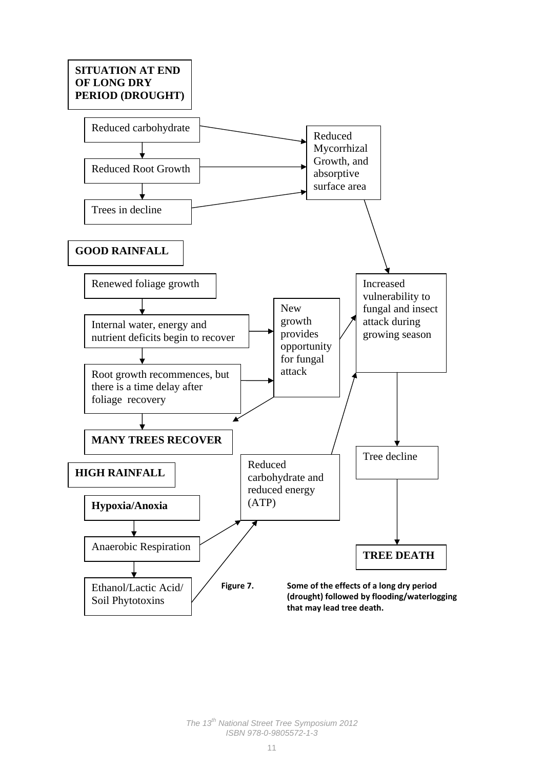**SITUATION AT END OF LONG DRY PERIOD (DROUGHT)**

- Reduced carbohydrate
- Reduced Root Growth
- Trees in decline

Reduced Mycorrhizal Growth, and absorptive surface area

**GOOD RAINFALL**

- Renewed foliage growth
- Internal water, energy and nutrient deficits begin to recover
- Root growth recommences, but there is a time delay after foliage recovery
- **MANY TREES RECOVER**

New growth provides opportunity for fungal attack

Increased vulnerability to fungal and insect attack during growing season

Tree decline

**TREE DEATH**

**HIGH RAINFALL**

- **Hypoxia/Anoxia**
- Anaerobic Respiration
- Ethanol/Lactic Acid/ Soil Phytotoxins

Reduced carbohydrate and reduced energy (ATP)

**Figure 7.** **Some of the effects of a long dry period (drought) followed by flooding/waterlogging that may lead tree death.**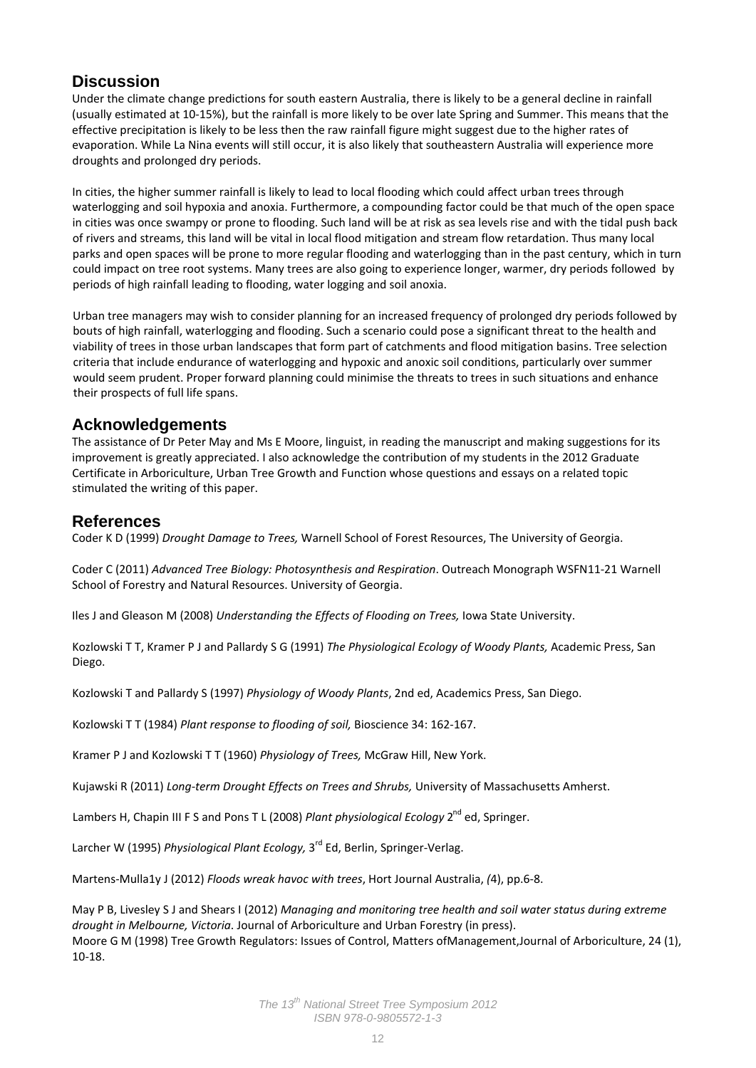## Discussion

Under the climate change predictions for south eastern Australia, there is likely to be a general decline in rainfall (usually estimated at 10-15%), but the rainfall is more likely to be over late Spring and Summer. This means that the effective precipitation is likely to be less then the raw rainfall figure might suggest due to the higher rates of evaporation. While La Nina events will still occur, it is also likely that southeastern Australia will experience more droughts and prolonged dry periods.

In cities, the higher summer rainfall is likely to lead to local flooding which could affect urban trees through waterlogging and soil hypoxia and anoxia. Furthermore, a compounding factor could be that much of the open space in cities was once swampy or prone to flooding. Such land will be at risk as sea levels rise and with the tidal push back of rivers and streams, this land will be vital in local flood mitigation and stream flow retardation. Thus many local parks and open spaces will be prone to more regular flooding and waterlogging than in the past century, which in turn could impact on tree root systems. Many trees are also going to experience longer, warmer, dry periods followed by periods of high rainfall leading to flooding, water logging and soil anoxia.

Urban tree managers may wish to consider planning for an increased frequency of prolonged dry periods followed by bouts of high rainfall, waterlogging and flooding. Such a scenario could pose a significant threat to the health and viability of trees in those urban landscapes that form part of catchments and flood mitigation basins. Tree selection criteria that include endurance of waterlogging and hypoxic and anoxic soil conditions, particularly over summer would seem prudent. Proper forward planning could minimise the threats to trees in such situations and enhance their prospects of full life spans.

## Acknowledgements

The assistance of Dr Peter May and Ms E Moore, linguist, in reading the manuscript and making suggestions for its improvement is greatly appreciated. I also acknowledge the contribution of my students in the 2012 Graduate Certificate in Arboriculture, Urban Tree Growth and Function whose questions and essays on a related topic stimulated the writing of this paper.

## References

Coder K D (1999) *Drought Damage to Trees,* Warnell School of Forest Resources, The University of Georgia.

Coder C (2011) *Advanced Tree Biology: Photosynthesis and Respiration*. Outreach Monograph WSFN11-21 Warnell School of Forestry and Natural Resources. University of Georgia.

Iles J and Gleason M (2008) *Understanding the Effects of Flooding on Trees,* Iowa State University.

Kozlowski T T, Kramer P J and Pallardy S G (1991) *The Physiological Ecology of Woody Plants,* Academic Press, San Diego.

Kozlowski T and Pallardy S (1997) *Physiology of Woody Plants*, 2nd ed, Academics Press, San Diego.

Kozlowski T T (1984) *Plant response to flooding of soil,* Bioscience 34: 162-167.

Kramer P J and Kozlowski T T (1960) *Physiology of Trees,* McGraw Hill, New York.

Kujawski R (2011) *Long-term Drought Effects on Trees and Shrubs,* University of Massachusetts Amherst.

Lambers H, Chapin III F S and Pons T L (2008) *Plant physiological Ecology* 2nd ed, Springer.

Larcher W (1995) *Physiological Plant Ecology,* 3rd Ed, Berlin, Springer-Verlag.

Martens-Mulla1y J (2012) *Floods wreak havoc with trees*, Hort Journal Australia, *(*4), pp.6-8.

May P B, Livesley S J and Shears I (2012) *Managing and monitoring tree health and soil water status during extreme drought in Melbourne, Victoria*. Journal of Arboriculture and Urban Forestry (in press).

Moore G M (1998) Tree Growth Regulators: Issues of Control, Matters ofManagement,Journal of Arboriculture, 24 (1), 10-18.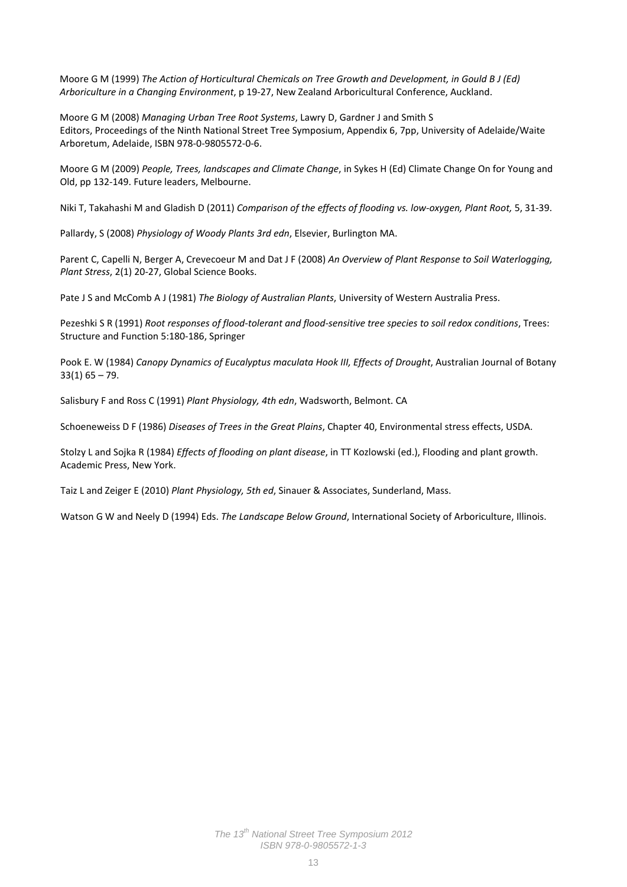Moore G M (1999) *The Action of Horticultural Chemicals on Tree Growth and Development, in Gould B J (Ed) Arboriculture in a Changing Environment*, p 19-27, New Zealand Arboricultural Conference, Auckland.

Moore G M (2008) *Managing Urban Tree Root Systems*, Lawry D, Gardner J and Smith S Editors, Proceedings of the Ninth National Street Tree Symposium, Appendix 6, 7pp, University of Adelaide/Waite Arboretum, Adelaide, ISBN 978-0-9805572-0-6.

Moore G M (2009) *People, Trees, landscapes and Climate Change*, in Sykes H (Ed) Climate Change On for Young and Old, pp 132-149. Future leaders, Melbourne.

Niki T, Takahashi M and Gladish D (2011) *Comparison of the effects of flooding vs. low-oxygen, Plant Root,* 5, 31-39.

Pallardy, S (2008) *Physiology of Woody Plants 3rd edn*, Elsevier, Burlington MA.

Parent C, Capelli N, Berger A, Crevecoeur M and Dat J F (2008) *An Overview of Plant Response to Soil Waterlogging, Plant Stress*, 2(1) 20-27, Global Science Books.

Pate J S and McComb A J (1981) *The Biology of Australian Plants*, University of Western Australia Press.

Pezeshki S R (1991) *Root responses of flood-tolerant and flood-sensitive tree species to soil redox conditions*, Trees: Structure and Function 5:180-186, Springer

Pook E. W (1984) *Canopy Dynamics of Eucalyptus maculata Hook III, Effects of Drought*, Australian Journal of Botany 33(1) 65 – 79.

Salisbury F and Ross C (1991) *Plant Physiology, 4th edn*, Wadsworth, Belmont. CA

Schoeneweiss D F (1986) *Diseases of Trees in the Great Plains*, Chapter 40, Environmental stress effects, USDA.

Stolzy L and Sojka R (1984) *Effects of flooding on plant disease*, in TT Kozlowski (ed.), Flooding and plant growth. Academic Press, New York.

Taiz L and Zeiger E (2010) *Plant Physiology, 5th ed*, Sinauer & Associates, Sunderland, Mass.

Watson G W and Neely D (1994) Eds. *The Landscape Below Ground*, International Society of Arboriculture, Illinois.